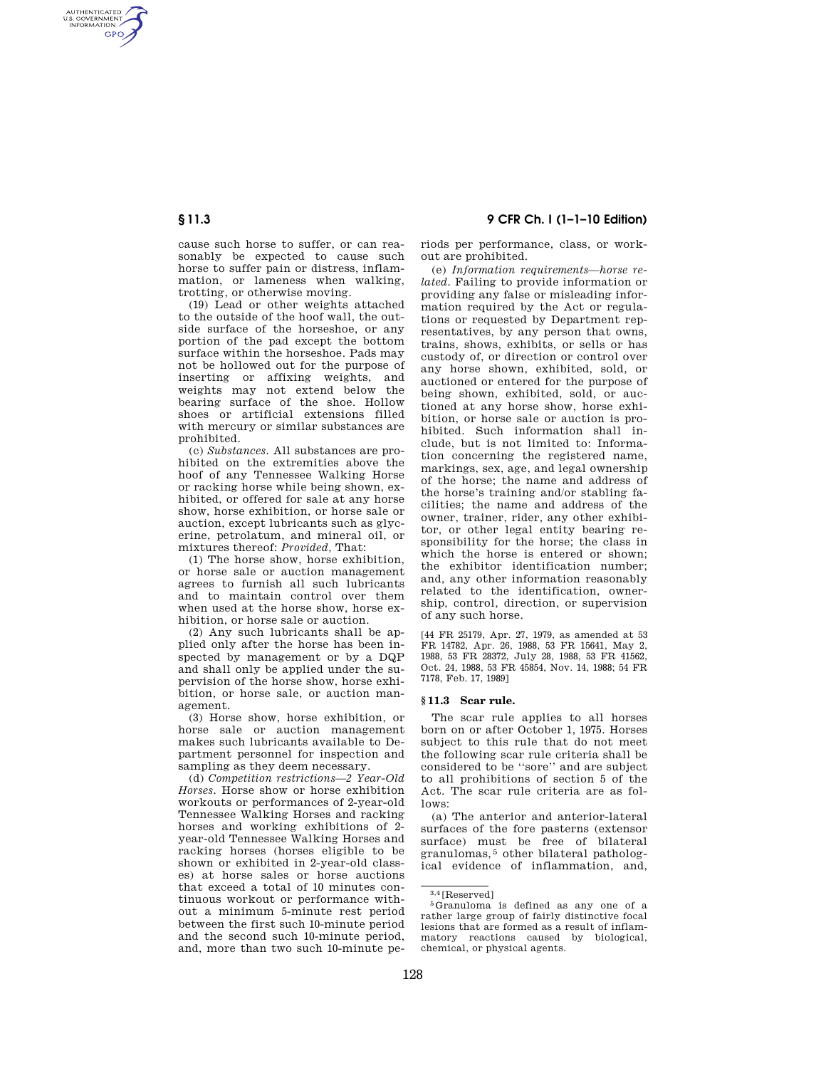cause such horse to suffer, or can reasonably be expected to cause such horse to suffer pain or distress, inflammation, or lameness when walking, trotting, or otherwise moving.

(19) Lead or other weights attached to the outside of the hoof wall, the outside surface of the horseshoe, or any portion of the pad except the bottom surface within the horseshoe. Pads may not be hollowed out for the purpose of inserting or affixing weights, and weights may not extend below the bearing surface of the shoe. Hollow shoes or artificial extensions filled with mercury or similar substances are prohibited.

(c) *Substances.* All substances are prohibited on the extremities above the hoof of any Tennessee Walking Horse or racking horse while being shown, exhibited, or offered for sale at any horse show, horse exhibition, or horse sale or auction, except lubricants such as glycerine, petrolatum, and mineral oil, or mixtures thereof: *Provided,* That:

(1) The horse show, horse exhibition, or horse sale or auction management agrees to furnish all such lubricants and to maintain control over them when used at the horse show, horse exhibition, or horse sale or auction.

(2) Any such lubricants shall be applied only after the horse has been inspected by management or by a DQP and shall only be applied under the supervision of the horse show, horse exhibition, or horse sale, or auction management.

(3) Horse show, horse exhibition, or horse sale or auction management makes such lubricants available to Department personnel for inspection and sampling as they deem necessary.

(d) *Competition restrictions—2 Year-Old Horses.* Horse show or horse exhibition workouts or performances of 2-year-old Tennessee Walking Horses and racking horses and working exhibitions of 2-year-old Tennessee Walking Horses and racking horses (horses eligible to be shown or exhibited in 2-year-old classes) at horse sales or horse auctions that exceed a total of 10 minutes continuous workout or performance without a minimum 5-minute rest period between the first such 10-minute period and the second such 10-minute period, and, more than two such 10-minute periods per performance, class, or workout are prohibited.

(e) *Information requirements—horse related.* Failing to provide information or providing any false or misleading information required by the Act or regulations or requested by Department representatives, by any person that owns, trains, shows, exhibits, or sells or has custody of, or direction or control over any horse shown, exhibited, sold, or auctioned or entered for the purpose of being shown, exhibited, sold, or auctioned at any horse show, horse exhibition, or horse sale or auction is prohibited. Such information shall include, but is not limited to: Information concerning the registered name, markings, sex, age, and legal ownership of the horse; the name and address of the horse's training and/or stabling facilities; the name and address of the owner, trainer, rider, any other exhibitor, or other legal entity bearing responsibility for the horse; the class in which the horse is entered or shown; the exhibitor identification number; and, any other information reasonably related to the identification, ownership, control, direction, or supervision of any such horse.

[44 FR 25179, Apr. 27, 1979, as amended at 53 FR 14782, Apr. 26, 1988, 53 FR 15641, May 2, 1988, 53 FR 28372, July 28, 1988, 53 FR 41562, Oct. 24, 1988, 53 FR 45854, Nov. 14, 1988; 54 FR 7178, Feb. 17, 1989]

## § 11.3 Scar rule.

The scar rule applies to all horses born on or after October 1, 1975. Horses subject to this rule that do not meet the following scar rule criteria shall be considered to be ''sore'' and are subject to all prohibitions of section 5 of the Act. The scar rule criteria are as follows:

(a) The anterior and anterior-lateral surfaces of the fore pasterns (extensor surface) must be free of bilateral granulomas,[5] other bilateral pathological evidence of inflammation, and,

[3,4] [Reserved]

[5] Granuloma is defined as any one of a rather large group of fairly distinctive focal lesions that are formed as a result of inflammatory reactions caused by biological, chemical, or physical agents.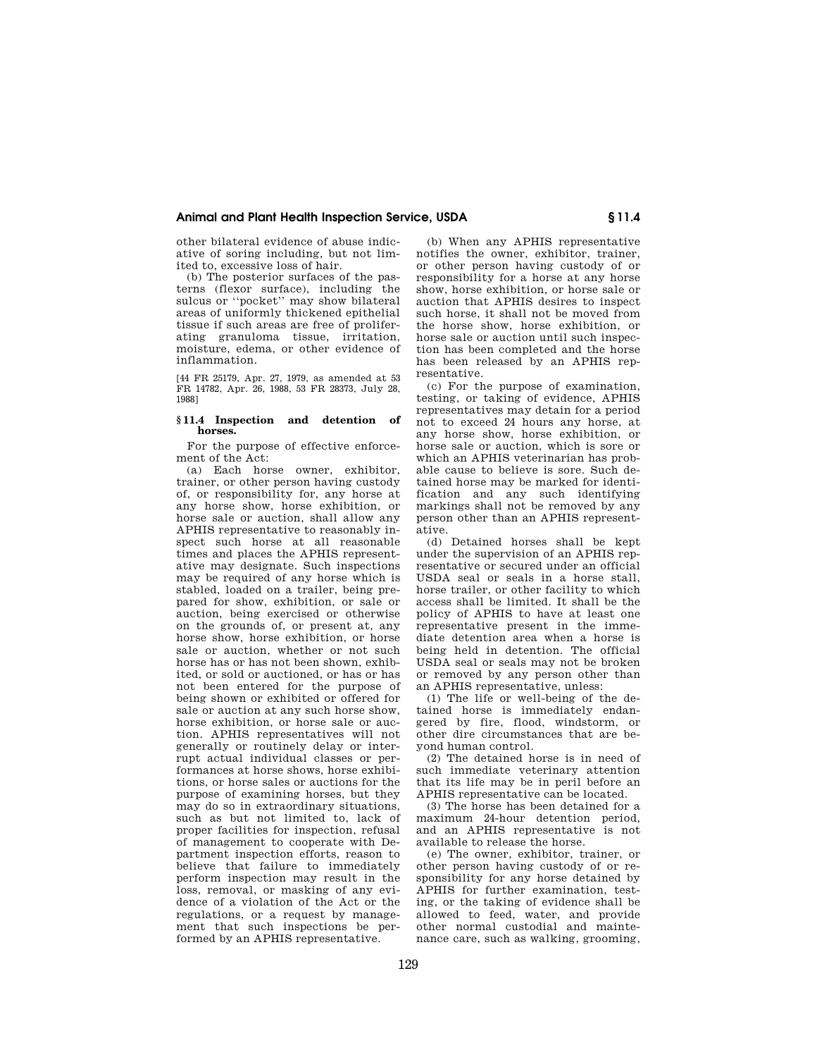other bilateral evidence of abuse indicative of soring including, but not limited to, excessive loss of hair.

(b) The posterior surfaces of the pasterns (flexor surface), including the sulcus or ''pocket'' may show bilateral areas of uniformly thickened epithelial tissue if such areas are free of proliferating granuloma tissue, irritation, moisture, edema, or other evidence of inflammation.

[44 FR 25179, Apr. 27, 1979, as amended at 53 FR 14782, Apr. 26, 1988, 53 FR 28373, July 28, 1988]

### § 11.4 Inspection and detention of horses.

For the purpose of effective enforcement of the Act:

(a) Each horse owner, exhibitor, trainer, or other person having custody of, or responsibility for, any horse at any horse show, horse exhibition, or horse sale or auction, shall allow any APHIS representative to reasonably inspect such horse at all reasonable times and places the APHIS representative may designate. Such inspections may be required of any horse which is stabled, loaded on a trailer, being prepared for show, exhibition, or sale or auction, being exercised or otherwise on the grounds of, or present at, any horse show, horse exhibition, or horse sale or auction, whether or not such horse has or has not been shown, exhibited, or sold or auctioned, or has or has not been entered for the purpose of being shown or exhibited or offered for sale or auction at any such horse show, horse exhibition, or horse sale or auction. APHIS representatives will not generally or routinely delay or interrupt actual individual classes or performances at horse shows, horse exhibitions, or horse sales or auctions for the purpose of examining horses, but they may do so in extraordinary situations, such as but not limited to, lack of proper facilities for inspection, refusal of management to cooperate with Department inspection efforts, reason to believe that failure to immediately perform inspection may result in the loss, removal, or masking of any evidence of a violation of the Act or the regulations, or a request by management that such inspections be performed by an APHIS representative.

(b) When any APHIS representative notifies the owner, exhibitor, trainer, or other person having custody of or responsibility for a horse at any horse show, horse exhibition, or horse sale or auction that APHIS desires to inspect such horse, it shall not be moved from the horse show, horse exhibition, or horse sale or auction until such inspection has been completed and the horse has been released by an APHIS representative.

(c) For the purpose of examination, testing, or taking of evidence, APHIS representatives may detain for a period not to exceed 24 hours any horse, at any horse show, horse exhibition, or horse sale or auction, which is sore or which an APHIS veterinarian has probable cause to believe is sore. Such detained horse may be marked for identification and any such identifying markings shall not be removed by any person other than an APHIS representative.

(d) Detained horses shall be kept under the supervision of an APHIS representative or secured under an official USDA seal or seals in a horse stall, horse trailer, or other facility to which access shall be limited. It shall be the policy of APHIS to have at least one representative present in the immediate detention area when a horse is being held in detention. The official USDA seal or seals may not be broken or removed by any person other than an APHIS representative, unless:

(1) The life or well-being of the detained horse is immediately endangered by fire, flood, windstorm, or other dire circumstances that are beyond human control.

(2) The detained horse is in need of such immediate veterinary attention that its life may be in peril before an APHIS representative can be located.

(3) The horse has been detained for a maximum 24-hour detention period, and an APHIS representative is not available to release the horse.

(e) The owner, exhibitor, trainer, or other person having custody of or responsibility for any horse detained by APHIS for further examination, testing, or the taking of evidence shall be allowed to feed, water, and provide other normal custodial and maintenance care, such as walking, grooming,